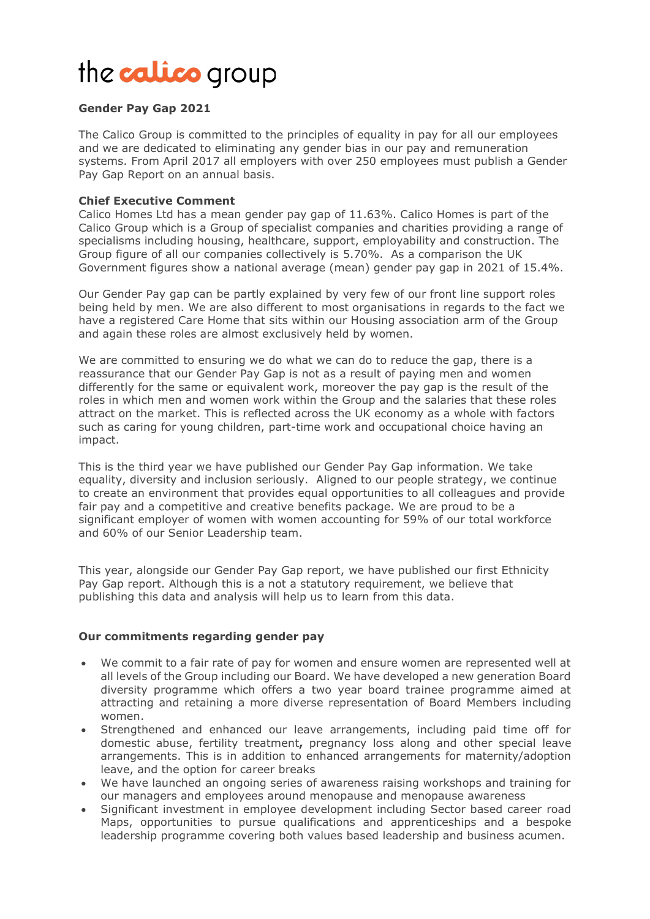# the calico group

## Gender Pay Gap 2021

The Calico Group is committed to the principles of equality in pay for all our employees and we are dedicated to eliminating any gender bias in our pay and remuneration systems. From April 2017 all employers with over 250 employees must publish a Gender Pay Gap Report on an annual basis.

### Chief Executive Comment

Calico Homes Ltd has a mean gender pay gap of 11.63%. Calico Homes is part of the Calico Group which is a Group of specialist companies and charities providing a range of specialisms including housing, healthcare, support, employability and construction. The Group figure of all our companies collectively is 5.70%. As a comparison the UK Government figures show a national average (mean) gender pay gap in 2021 of 15.4%.

Our Gender Pay gap can be partly explained by very few of our front line support roles being held by men. We are also different to most organisations in regards to the fact we have a registered Care Home that sits within our Housing association arm of the Group and again these roles are almost exclusively held by women.

We are committed to ensuring we do what we can do to reduce the gap, there is a reassurance that our Gender Pay Gap is not as a result of paying men and women differently for the same or equivalent work, moreover the pay gap is the result of the roles in which men and women work within the Group and the salaries that these roles attract on the market. This is reflected across the UK economy as a whole with factors such as caring for young children, part-time work and occupational choice having an impact.

This is the third year we have published our Gender Pay Gap information. We take equality, diversity and inclusion seriously. Aligned to our people strategy, we continue to create an environment that provides equal opportunities to all colleagues and provide fair pay and a competitive and creative benefits package. We are proud to be a significant employer of women with women accounting for 59% of our total workforce and 60% of our Senior Leadership team.

This year, alongside our Gender Pay Gap report, we have published our first Ethnicity Pay Gap report. Although this is a not a statutory requirement, we believe that publishing this data and analysis will help us to learn from this data.

### Our commitments regarding gender pay

- We commit to a fair rate of pay for women and ensure women are represented well at all levels of the Group including our Board. We have developed a new generation Board diversity programme which offers a two year board trainee programme aimed at attracting and retaining a more diverse representation of Board Members including women.
- Strengthened and enhanced our leave arrangements, including paid time off for domestic abuse, fertility treatment**,** pregnancy loss along and other special leave arrangements. This is in addition to enhanced arrangements for maternity/adoption leave, and the option for career breaks
- We have launched an ongoing series of awareness raising workshops and training for our managers and employees around menopause and menopause awareness
- Significant investment in employee development including Sector based career road Maps, opportunities to pursue qualifications and apprenticeships and a bespoke leadership programme covering both values based leadership and business acumen.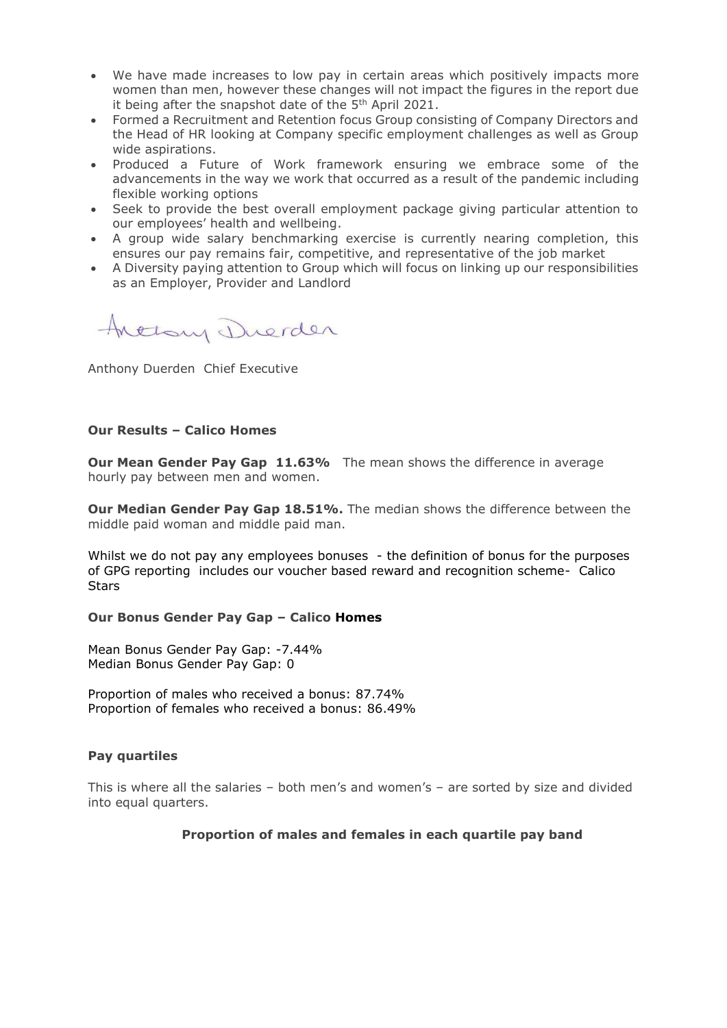- We have made increases to low pay in certain areas which positively impacts more women than men, however these changes will not impact the figures in the report due it being after the snapshot date of the 5th April 2021.
- Formed a Recruitment and Retention focus Group consisting of Company Directors and the Head of HR looking at Company specific employment challenges as well as Group wide aspirations.
- Produced a Future of Work framework ensuring we embrace some of the advancements in the way we work that occurred as a result of the pandemic including flexible working options
- Seek to provide the best overall employment package giving particular attention to our employees' health and wellbeing.
- A group wide salary benchmarking exercise is currently nearing completion, this ensures our pay remains fair, competitive, and representative of the job market
- A Diversity paying attention to Group which will focus on linking up our responsibilities as an Employer, Provider and Landlord

Anthony Duerden

Anthony Duerden Chief Executive

**Our Results – Calico Homes**

**Our Mean Gender Pay Gap 11.63%** The mean shows the difference in average hourly pay between men and women.

**Our Median Gender Pay Gap 18.51%.** The median shows the difference between the middle paid woman and middle paid man.

Whilst we do not pay any employees bonuses - the definition of bonus for the purposes of GPG reporting includes our voucher based reward and recognition scheme- Calico Stars

**Our Bonus Gender Pay Gap – Calico Homes**

Mean Bonus Gender Pay Gap: -7.44%
Median Bonus Gender Pay Gap: 0

Proportion of males who received a bonus: 87.74%
Proportion of females who received a bonus: 86.49%

**Pay quartiles**

This is where all the salaries – both men's and women's – are sorted by size and divided into equal quarters.

**Proportion of males and females in each quartile pay band**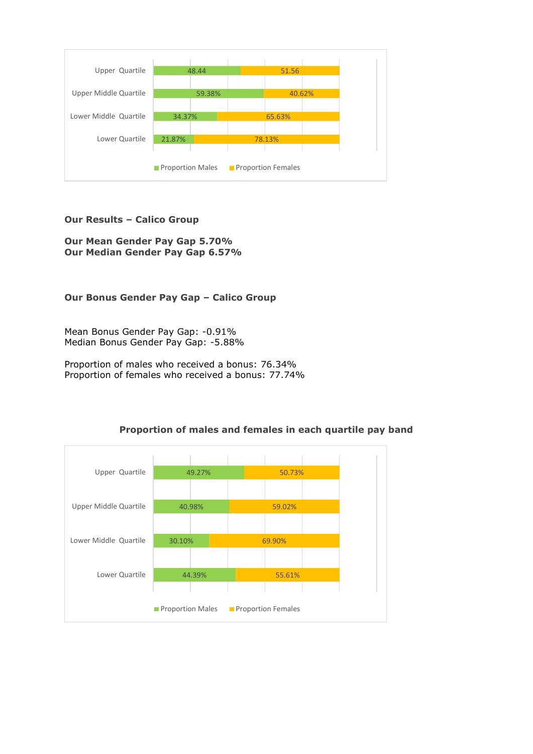Upper Quartile
48.44
51.56

Upper Middle Quartile
59.38%
40.62%

Lower Middle Quartile
34.37%
65.63%

Lower Quartile
21.87%
78.13%

Proportion Males   Proportion Females

**Our Results – Calico Group**

**Our Mean Gender Pay Gap 5.70%**
**Our Median Gender Pay Gap 6.57%**

**Our Bonus Gender Pay Gap – Calico Group**

Mean Bonus Gender Pay Gap: -0.91%
Median Bonus Gender Pay Gap: -5.88%

Proportion of males who received a bonus: 76.34%
Proportion of females who received a bonus: 77.74%

**Proportion of males and females in each quartile pay band**

Upper Quartile
49.27%
50.73%

Upper Middle Quartile
40.98%
59.02%

Lower Middle Quartile
30.10%
69.90%

Lower Quartile
44.39%
55.61%

Proportion Males   Proportion Females